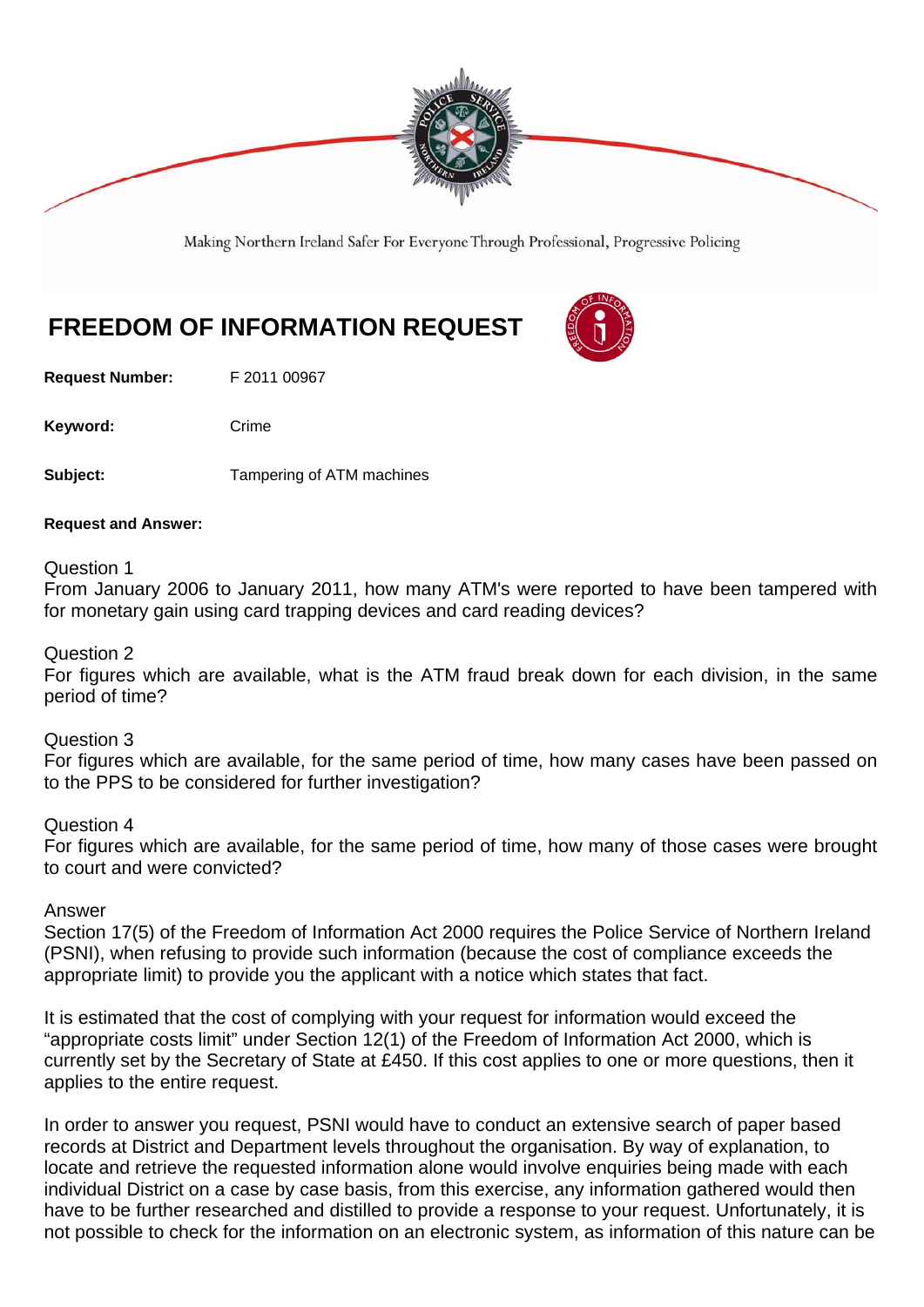Making Northern Ireland Safer For Everyone Through Professional, Progressive Policing

# FREEDOM OF INFORMATION REQUEST

**Request Number:** F 2011 00967

**Keyword:** Crime

**Subject:** Tampering of ATM machines

**Request and Answer:**

Question 1
From January 2006 to January 2011, how many ATM's were reported to have been tampered with for monetary gain using card trapping devices and card reading devices?

Question 2
For figures which are available, what is the ATM fraud break down for each division, in the same period of time?

Question 3
For figures which are available, for the same period of time, how many cases have been passed on to the PPS to be considered for further investigation?

Question 4
For figures which are available, for the same period of time, how many of those cases were brought to court and were convicted?

Answer
Section 17(5) of the Freedom of Information Act 2000 requires the Police Service of Northern Ireland (PSNI), when refusing to provide such information (because the cost of compliance exceeds the appropriate limit) to provide you the applicant with a notice which states that fact.

It is estimated that the cost of complying with your request for information would exceed the "appropriate costs limit" under Section 12(1) of the Freedom of Information Act 2000, which is currently set by the Secretary of State at £450. If this cost applies to one or more questions, then it applies to the entire request.

In order to answer you request, PSNI would have to conduct an extensive search of paper based records at District and Department levels throughout the organisation. By way of explanation, to locate and retrieve the requested information alone would involve enquiries being made with each individual District on a case by case basis, from this exercise, any information gathered would then have to be further researched and distilled to provide a response to your request. Unfortunately, it is not possible to check for the information on an electronic system, as information of this nature can be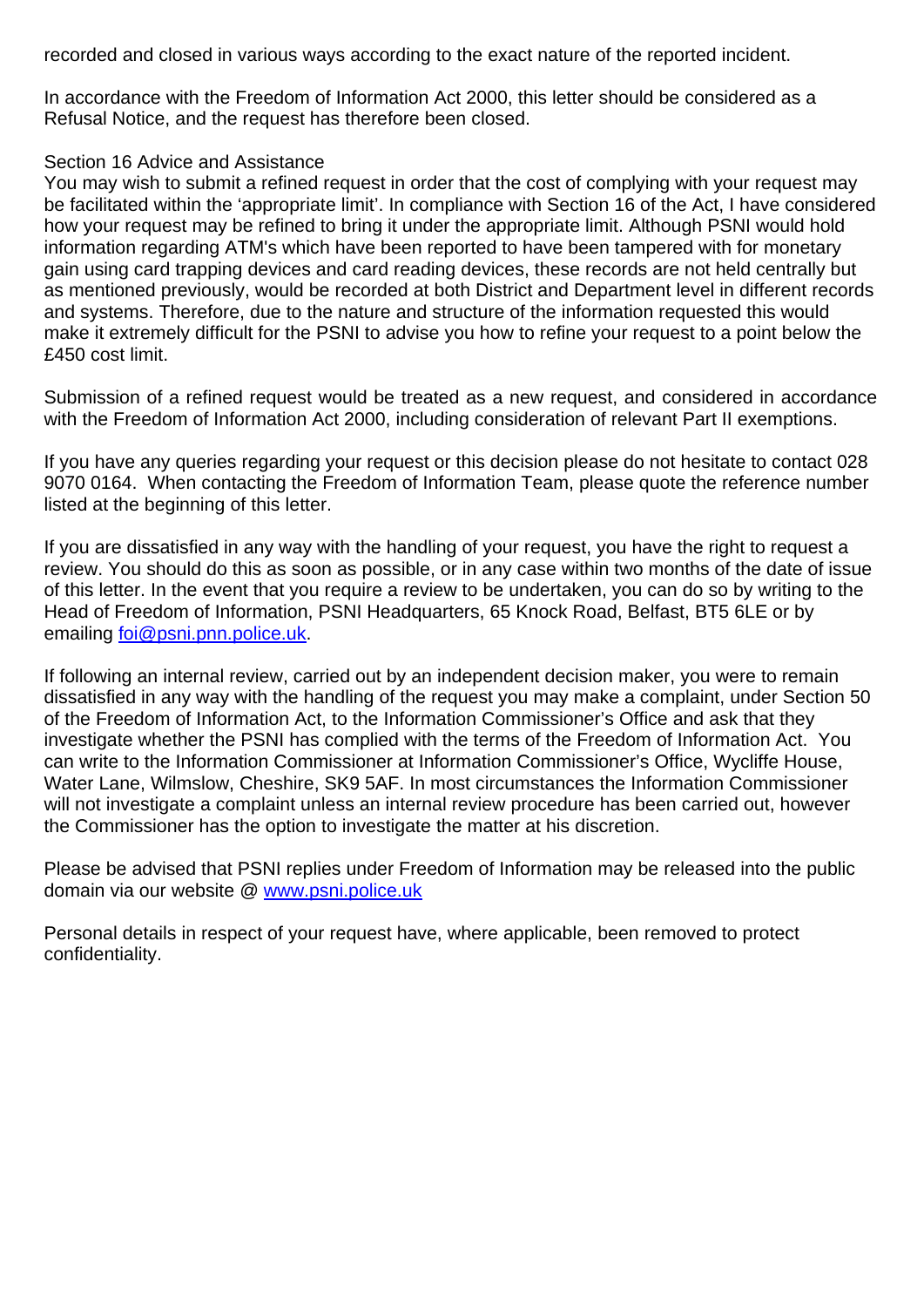recorded and closed in various ways according to the exact nature of the reported incident.

In accordance with the Freedom of Information Act 2000, this letter should be considered as a Refusal Notice, and the request has therefore been closed.

Section 16 Advice and Assistance

You may wish to submit a refined request in order that the cost of complying with your request may be facilitated within the 'appropriate limit'. In compliance with Section 16 of the Act, I have considered how your request may be refined to bring it under the appropriate limit. Although PSNI would hold information regarding ATM's which have been reported to have been tampered with for monetary gain using card trapping devices and card reading devices, these records are not held centrally but as mentioned previously, would be recorded at both District and Department level in different records and systems. Therefore, due to the nature and structure of the information requested this would make it extremely difficult for the PSNI to advise you how to refine your request to a point below the £450 cost limit.

Submission of a refined request would be treated as a new request, and considered in accordance with the Freedom of Information Act 2000, including consideration of relevant Part II exemptions.

If you have any queries regarding your request or this decision please do not hesitate to contact 028 9070 0164. When contacting the Freedom of Information Team, please quote the reference number listed at the beginning of this letter.

If you are dissatisfied in any way with the handling of your request, you have the right to request a review. You should do this as soon as possible, or in any case within two months of the date of issue of this letter. In the event that you require a review to be undertaken, you can do so by writing to the Head of Freedom of Information, PSNI Headquarters, 65 Knock Road, Belfast, BT5 6LE or by emailing [foi@psni.pnn.police.uk](mailto:foi@psni.pnn.police.uk).

If following an internal review, carried out by an independent decision maker, you were to remain dissatisfied in any way with the handling of the request you may make a complaint, under Section 50 of the Freedom of Information Act, to the Information Commissioner's Office and ask that they investigate whether the PSNI has complied with the terms of the Freedom of Information Act. You can write to the Information Commissioner at Information Commissioner's Office, Wycliffe House, Water Lane, Wilmslow, Cheshire, SK9 5AF. In most circumstances the Information Commissioner will not investigate a complaint unless an internal review procedure has been carried out, however the Commissioner has the option to investigate the matter at his discretion.

Please be advised that PSNI replies under Freedom of Information may be released into the public domain via our website @ [www.psni.police.uk](http://www.psni.police.uk)

Personal details in respect of your request have, where applicable, been removed to protect confidentiality.